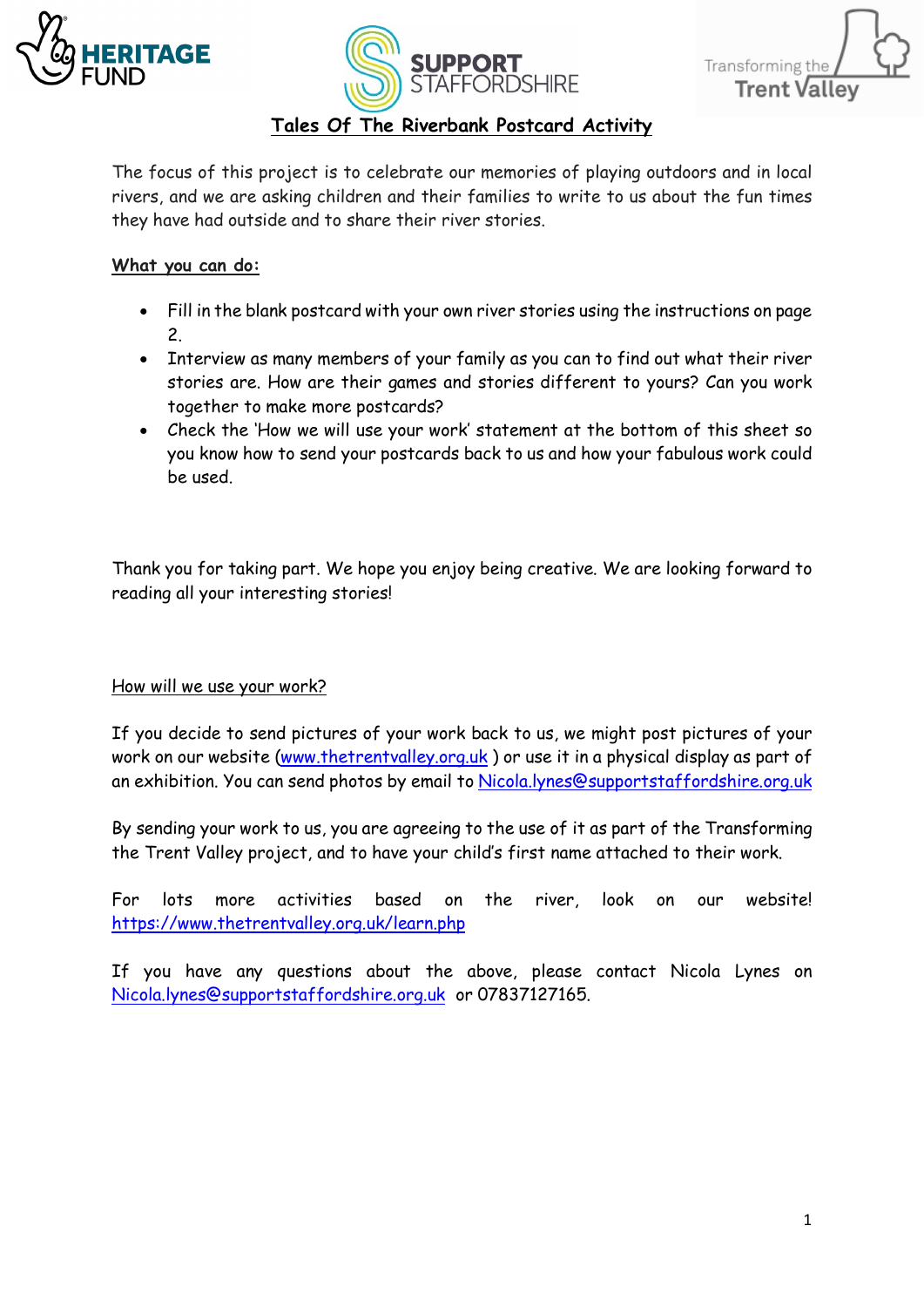# Tales Of The Riverbank Postcard Activity

The focus of this project is to celebrate our memories of playing outdoors and in local rivers, and we are asking children and their families to write to us about the fun times they have had outside and to share their river stories.

**What you can do:**

- Fill in the blank postcard with your own river stories using the instructions on page 2.
- Interview as many members of your family as you can to find out what their river stories are. How are their games and stories different to yours? Can you work together to make more postcards?
- Check the 'How we will use your work' statement at the bottom of this sheet so you know how to send your postcards back to us and how your fabulous work could be used.

Thank you for taking part. We hope you enjoy being creative. We are looking forward to reading all your interesting stories!

## How will we use your work?

If you decide to send pictures of your work back to us, we might post pictures of your work on our website ([www.thetrentvalley.org.uk](http://www.thetrentvalley.org.uk) ) or use it in a physical display as part of an exhibition. You can send photos by email to [Nicola.lynes@supportstaffordshire.org.uk](mailto:Nicola.lynes@supportstaffordshire.org.uk)

By sending your work to us, you are agreeing to the use of it as part of the Transforming the Trent Valley project, and to have your child's first name attached to their work.

For lots more activities based on the river, look on our website! [https://www.thetrentvalley.org.uk/learn.php](https://www.thetrentvalley.org.uk/learn.php)

If you have any questions about the above, please contact Nicola Lynes on [Nicola.lynes@supportstaffordshire.org.uk](mailto:Nicola.lynes@supportstaffordshire.org.uk) or 07837127165.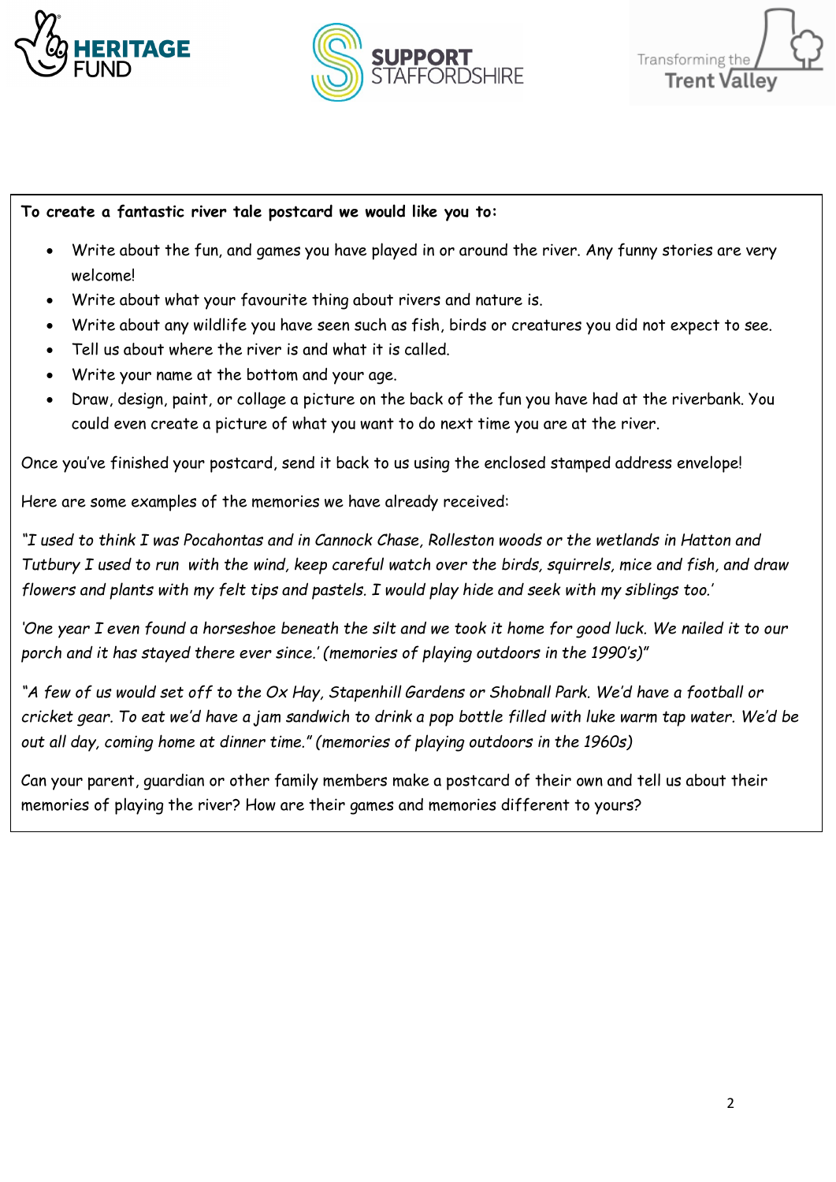**To create a fantastic river tale postcard we would like you to:**

- Write about the fun, and games you have played in or around the river. Any funny stories are very welcome!
- Write about what your favourite thing about rivers and nature is.
- Write about any wildlife you have seen such as fish, birds or creatures you did not expect to see.
- Tell us about where the river is and what it is called.
- Write your name at the bottom and your age.
- Draw, design, paint, or collage a picture on the back of the fun you have had at the riverbank. You could even create a picture of what you want to do next time you are at the river.

Once you've finished your postcard, send it back to us using the enclosed stamped address envelope!

Here are some examples of the memories we have already received:

*"I used to think I was Pocahontas and in Cannock Chase, Rolleston woods or the wetlands in Hatton and Tutbury I used to run with the wind, keep careful watch over the birds, squirrels, mice and fish, and draw flowers and plants with my felt tips and pastels. I would play hide and seek with my siblings too.'*

*'One year I even found a horseshoe beneath the silt and we took it home for good luck. We nailed it to our porch and it has stayed there ever since.' (memories of playing outdoors in the 1990's)"*

*"A few of us would set off to the Ox Hay, Stapenhill Gardens or Shobnall Park. We'd have a football or cricket gear. To eat we'd have a jam sandwich to drink a pop bottle filled with luke warm tap water. We'd be out all day, coming home at dinner time." (memories of playing outdoors in the 1960s)*

Can your parent, guardian or other family members make a postcard of their own and tell us about their memories of playing the river? How are their games and memories different to yours?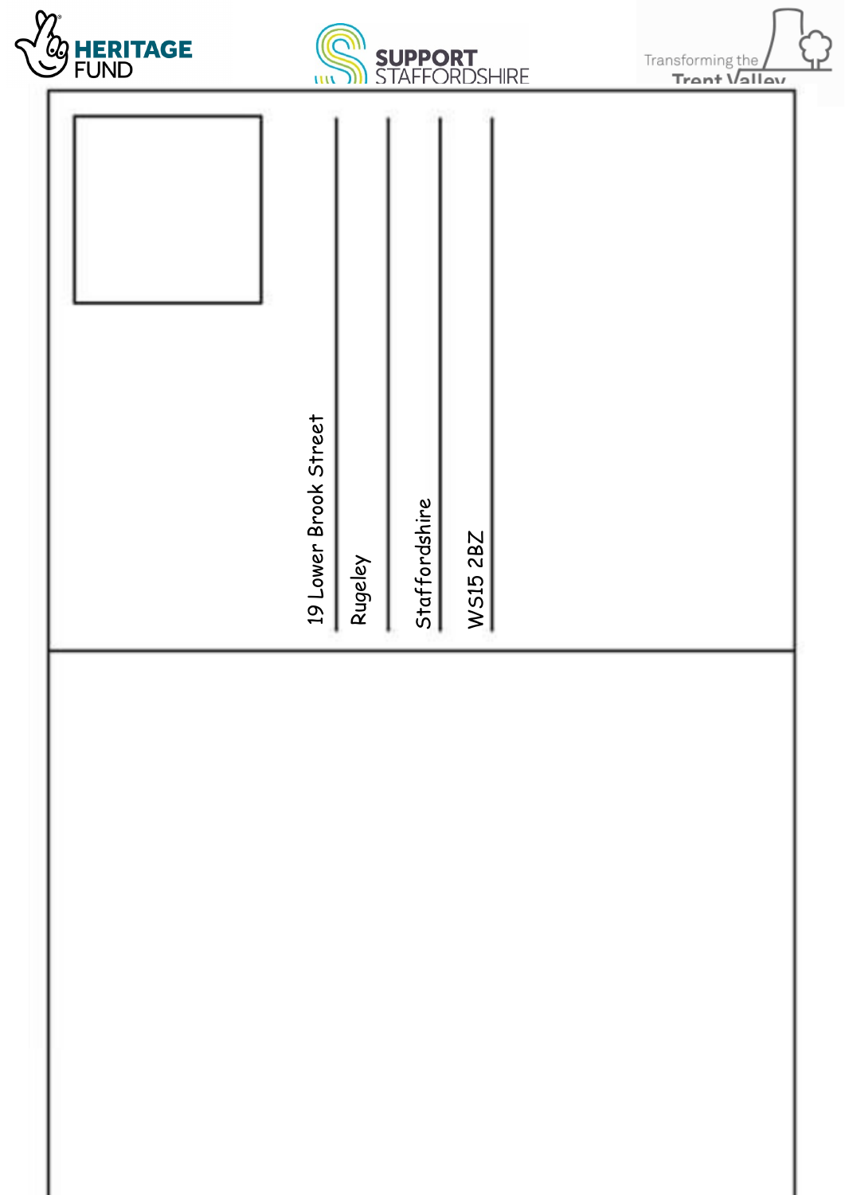HERITAGE FUND

SUPPORT STAFFORDSHIRE

Transforming the Trent Valley

19 Lower Brook Street

Rugeley

Staffordshire

WS15 2BZ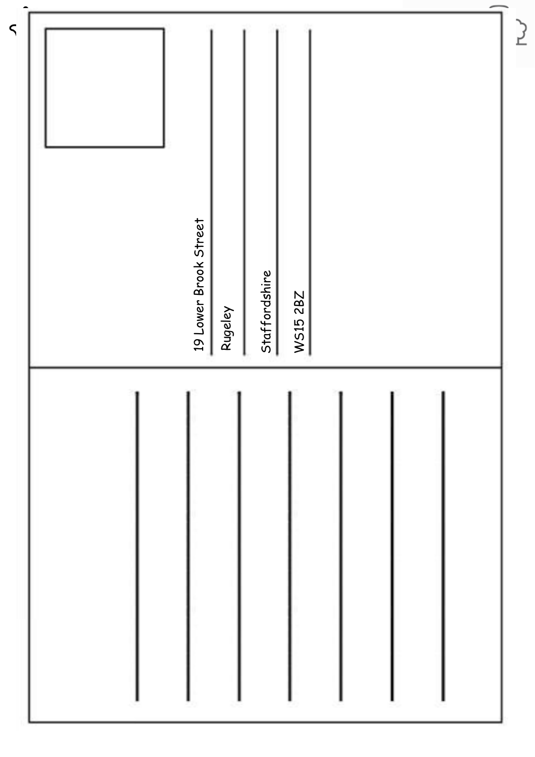19 Lower Brook Street

Rugeley

Staffordshire

WS15 2BZ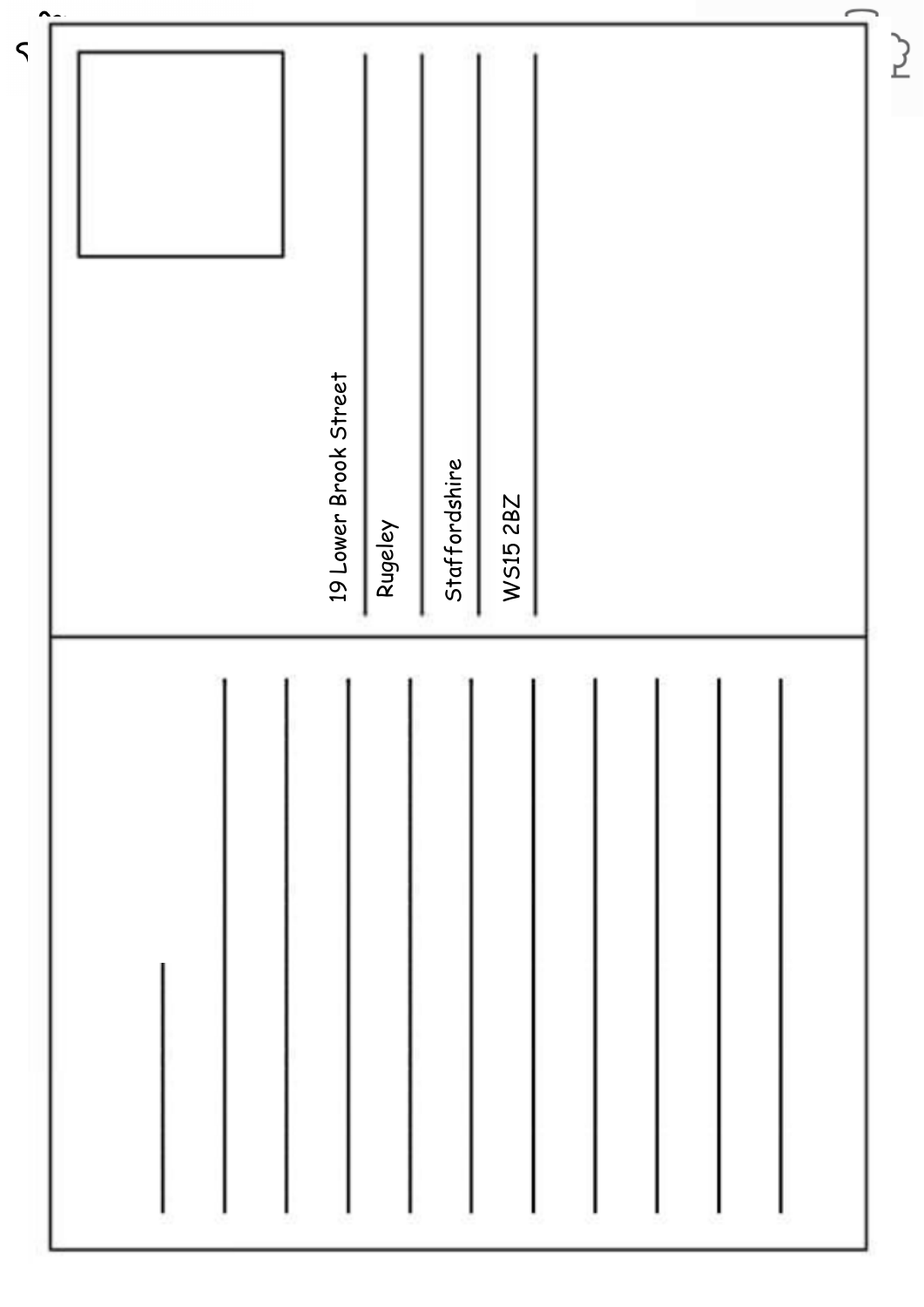19 Lower Brook Street

Rugeley

Staffordshire

WS15 2BZ